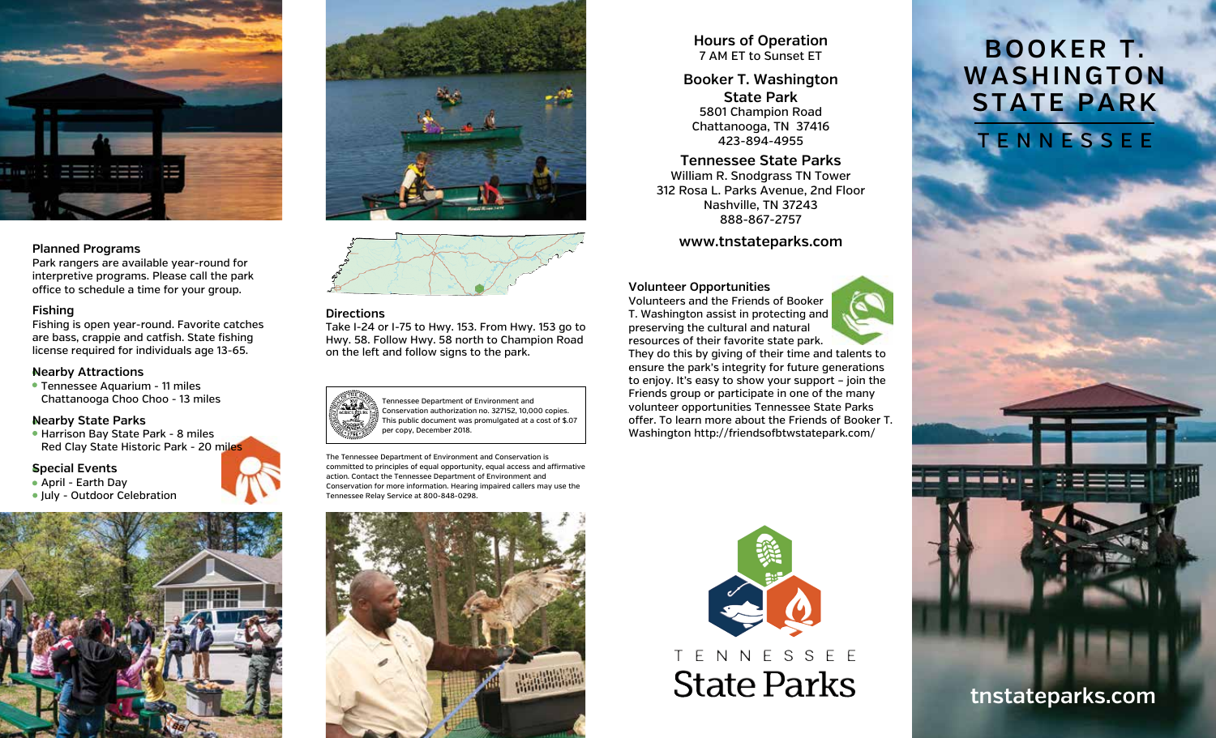# BOOKER T. WASHINGTON STATE PARK

## TENNESSEE

tnstateparks.com

### Planned Programs

Park rangers are available year-round for interpretive programs. Please call the park office to schedule a time for your group.

### Fishing

Fishing is open year-round. Favorite catches are bass, crappie and catfish. State fishing license required for individuals age 13-65.

### Nearby Attractions

- Tennessee Aquarium - 11 miles
  Chattanooga Choo Choo - 13 miles

### Nearby State Parks

- Harrison Bay State Park - 8 miles
  Red Clay State Historic Park - 20 miles

### Special Events

- April - Earth Day
- July - Outdoor Celebration

### Directions

Take I-24 or I-75 to Hwy. 153. From Hwy. 153 go to Hwy. 58. Follow Hwy. 58 north to Champion Road on the left and follow signs to the park.

Tennessee Department of Environment and Conservation authorization no. 327152, 10,000 copies. This public document was promulgated at a cost of $.07 per copy, December 2018.

The Tennessee Department of Environment and Conservation is committed to principles of equal opportunity, equal access and affirmative action. Contact the Tennessee Department of Environment and Conservation for more information. Hearing impaired callers may use the Tennessee Relay Service at 800-848-0298.

### Hours of Operation

7 AM ET to Sunset ET

### Booker T. Washington State Park

5801 Champion Road
Chattanooga, TN 37416
423-894-4955

### Tennessee State Parks

William R. Snodgrass TN Tower
312 Rosa L. Parks Avenue, 2nd Floor
Nashville, TN 37243
888-867-2757

**www.tnstateparks.com**

### Volunteer Opportunities

Volunteers and the Friends of Booker T. Washington assist in protecting and preserving the cultural and natural resources of their favorite state park. They do this by giving of their time and talents to ensure the park's integrity for future generations to enjoy. It's easy to show your support – join the Friends group or participate in one of the many volunteer opportunities Tennessee State Parks offer. To learn more about the Friends of Booker T. Washington http://friendsofbtwstatepark.com/

TENNESSEE
State Parks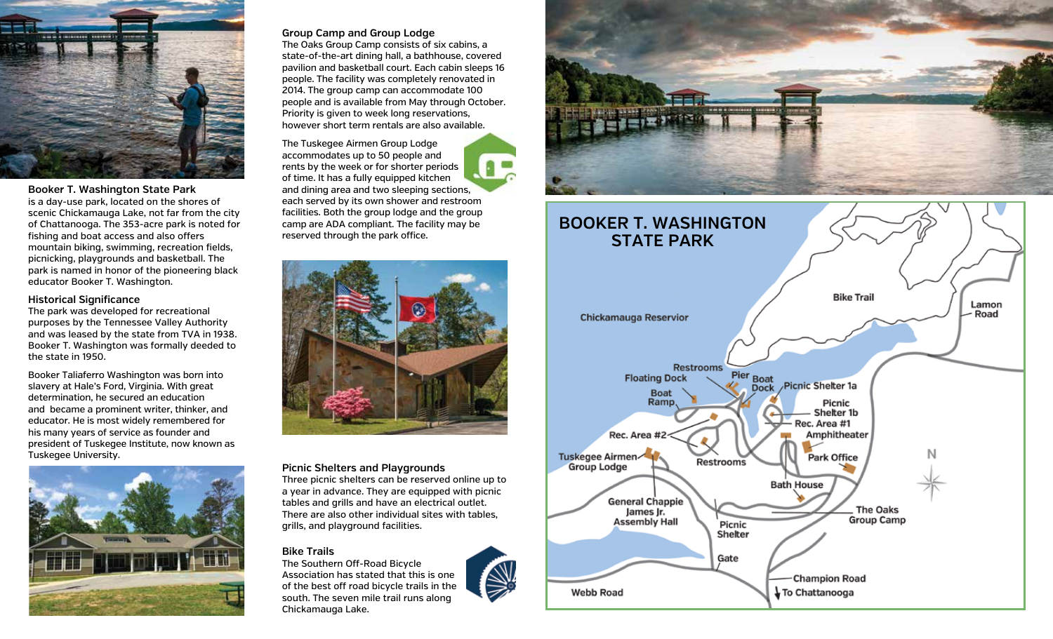## Booker T. Washington State Park

is a day-use park, located on the shores of scenic Chickamauga Lake, not far from the city of Chattanooga. The 353-acre park is noted for fishing and boat access and also offers mountain biking, swimming, recreation fields, picnicking, playgrounds and basketball. The park is named in honor of the pioneering black educator Booker T. Washington.

### Historical Significance

The park was developed for recreational purposes by the Tennessee Valley Authority and was leased by the state from TVA in 1938. Booker T. Washington was formally deeded to the state in 1950.

Booker Taliaferro Washington was born into slavery at Hale's Ford, Virginia. With great determination, he secured an education and became a prominent writer, thinker, and educator. He is most widely remembered for his many years of service as founder and president of Tuskegee Institute, now known as Tuskegee University.

### Group Camp and Group Lodge

The Oaks Group Camp consists of six cabins, a state-of-the-art dining hall, a bathhouse, covered pavilion and basketball court. Each cabin sleeps 16 people. The facility was completely renovated in 2014. The group camp can accommodate 100 people and is available from May through October. Priority is given to week long reservations, however short term rentals are also available.

The Tuskegee Airmen Group Lodge accommodates up to 50 people and rents by the week or for shorter periods of time. It has a fully equipped kitchen and dining area and two sleeping sections, each served by its own shower and restroom facilities. Both the group lodge and the group camp are ADA compliant. The facility may be reserved through the park office.

### Picnic Shelters and Playgrounds

Three picnic shelters can be reserved online up to a year in advance. They are equipped with picnic tables and grills and have an electrical outlet. There are also other individual sites with tables, grills, and playground facilities.

### Bike Trails

The Southern Off-Road Bicycle Association has stated that this is one of the best off road bicycle trails in the south. The seven mile trail runs along Chickamauga Lake.

## BOOKER T. WASHINGTON STATE PARK

Chickamauga Reservior
Bike Trail
Lamon Road
Restrooms
Floating Dock
Pier
Boat Dock
Picnic Shelter 1a
Boat Ramp
Picnic Shelter 1b
Rec. Area #1
Rec. Area #2
Amphitheater
Tuskegee Airmen Group Lodge
Restrooms
Park Office
Bath House
General Chappie James Jr. Assembly Hall
Picnic Shelter
The Oaks Group Camp
Gate
Champion Road
To Chattanooga
Webb Road
N